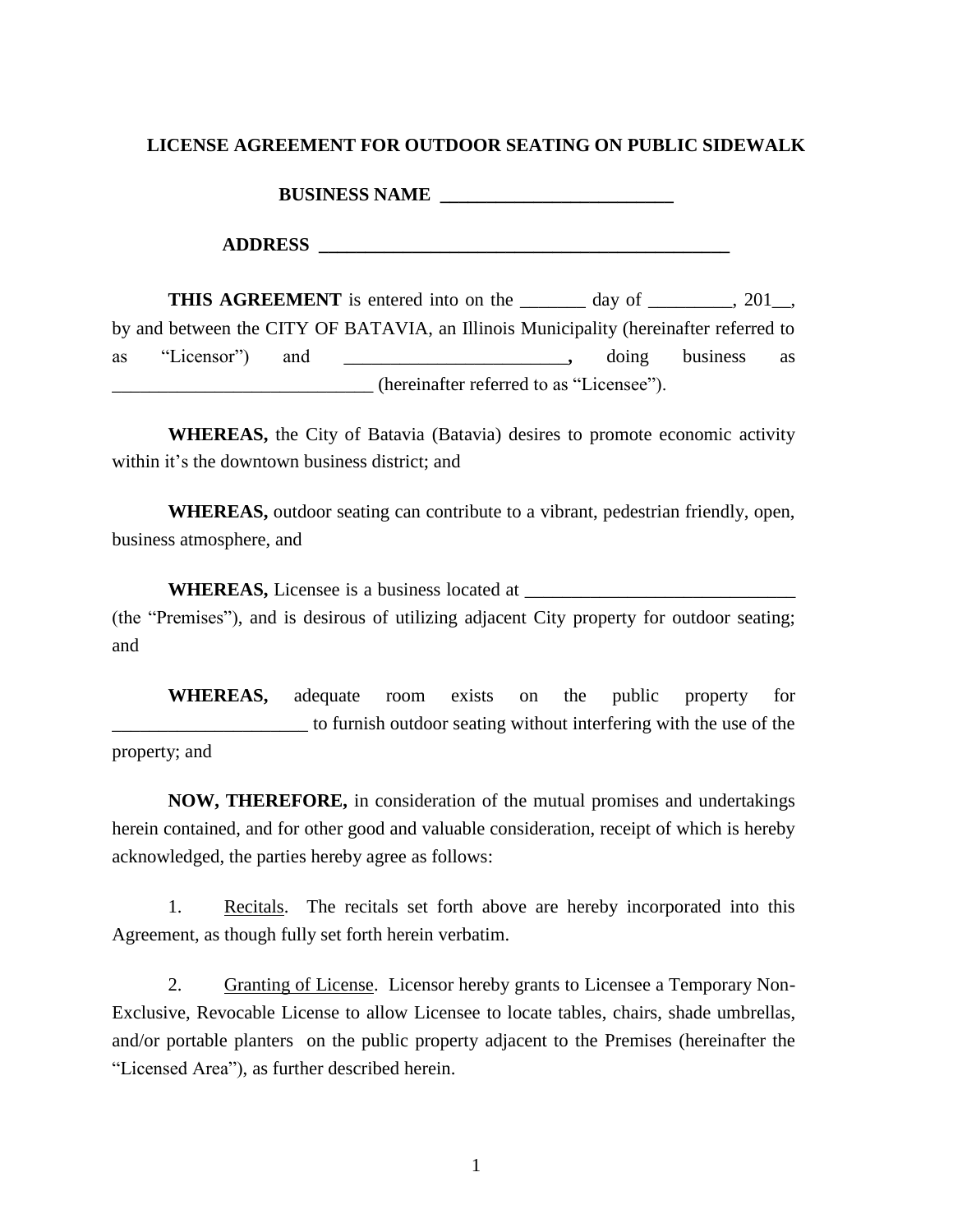**LICENSE AGREEMENT FOR OUTDOOR SEATING ON PUBLIC SIDEWALK**

**BUSINESS NAME \_\_\_\_\_\_\_\_\_\_\_\_\_\_\_\_\_\_\_\_\_\_\_\_\_**

**ADDRESS \_\_\_\_\_\_\_\_\_\_\_\_\_\_\_\_\_\_\_\_\_\_\_\_\_\_\_\_\_\_\_\_\_\_\_\_\_\_\_\_\_\_\_\_\_**

**THIS AGREEMENT** is entered into on the \_\_\_\_\_\_\_ day of \_\_\_\_\_\_\_\_\_, 201\_\_, by and between the CITY OF BATAVIA, an Illinois Municipality (hereinafter referred to as "Licensor") and \_\_\_\_\_\_\_\_\_\_\_\_\_\_\_\_\_\_\_\_\_\_\_\_, doing business as \_\_\_\_\_\_\_\_\_\_\_\_\_\_\_\_\_\_\_\_\_\_\_\_\_\_\_\_ (hereinafter referred to as "Licensee").

**WHEREAS,** the City of Batavia (Batavia) desires to promote economic activity within it's the downtown business district; and

**WHEREAS,** outdoor seating can contribute to a vibrant, pedestrian friendly, open, business atmosphere, and

**WHEREAS,** Licensee is a business located at \_\_\_\_\_\_\_\_\_\_\_\_\_\_\_\_\_\_\_\_\_\_\_\_\_\_\_\_\_ (the "Premises"), and is desirous of utilizing adjacent City property for outdoor seating; and

**WHEREAS,** adequate room exists on the public property for \_\_\_\_\_\_\_\_\_\_\_\_\_\_\_\_\_\_\_\_\_ to furnish outdoor seating without interfering with the use of the property; and

**NOW, THEREFORE,** in consideration of the mutual promises and undertakings herein contained, and for other good and valuable consideration, receipt of which is hereby acknowledged, the parties hereby agree as follows:

1. Recitals. The recitals set forth above are hereby incorporated into this Agreement, as though fully set forth herein verbatim.

2. Granting of License. Licensor hereby grants to Licensee a Temporary Non-Exclusive, Revocable License to allow Licensee to locate tables, chairs, shade umbrellas, and/or portable planters on the public property adjacent to the Premises (hereinafter the "Licensed Area"), as further described herein.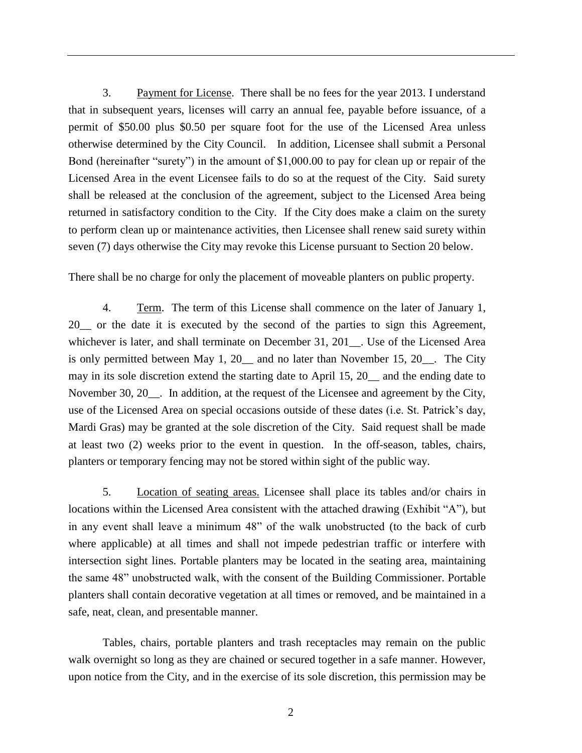3. Payment for License. There shall be no fees for the year 2013. I understand that in subsequent years, licenses will carry an annual fee, payable before issuance, of a permit of $50.00 plus $0.50 per square foot for the use of the Licensed Area unless otherwise determined by the City Council. In addition, Licensee shall submit a Personal Bond (hereinafter "surety") in the amount of $1,000.00 to pay for clean up or repair of the Licensed Area in the event Licensee fails to do so at the request of the City. Said surety shall be released at the conclusion of the agreement, subject to the Licensed Area being returned in satisfactory condition to the City. If the City does make a claim on the surety to perform clean up or maintenance activities, then Licensee shall renew said surety within seven (7) days otherwise the City may revoke this License pursuant to Section 20 below.

There shall be no charge for only the placement of moveable planters on public property.

4. Term. The term of this License shall commence on the later of January 1, 20__ or the date it is executed by the second of the parties to sign this Agreement, whichever is later, and shall terminate on December 31, 201__. Use of the Licensed Area is only permitted between May 1, 20__ and no later than November 15, 20__. The City may in its sole discretion extend the starting date to April 15, 20__ and the ending date to November 30, 20__. In addition, at the request of the Licensee and agreement by the City, use of the Licensed Area on special occasions outside of these dates (i.e. St. Patrick's day, Mardi Gras) may be granted at the sole discretion of the City. Said request shall be made at least two (2) weeks prior to the event in question. In the off-season, tables, chairs, planters or temporary fencing may not be stored within sight of the public way.

5. Location of seating areas. Licensee shall place its tables and/or chairs in locations within the Licensed Area consistent with the attached drawing (Exhibit "A"), but in any event shall leave a minimum 48" of the walk unobstructed (to the back of curb where applicable) at all times and shall not impede pedestrian traffic or interfere with intersection sight lines. Portable planters may be located in the seating area, maintaining the same 48" unobstructed walk, with the consent of the Building Commissioner. Portable planters shall contain decorative vegetation at all times or removed, and be maintained in a safe, neat, clean, and presentable manner.

Tables, chairs, portable planters and trash receptacles may remain on the public walk overnight so long as they are chained or secured together in a safe manner. However, upon notice from the City, and in the exercise of its sole discretion, this permission may be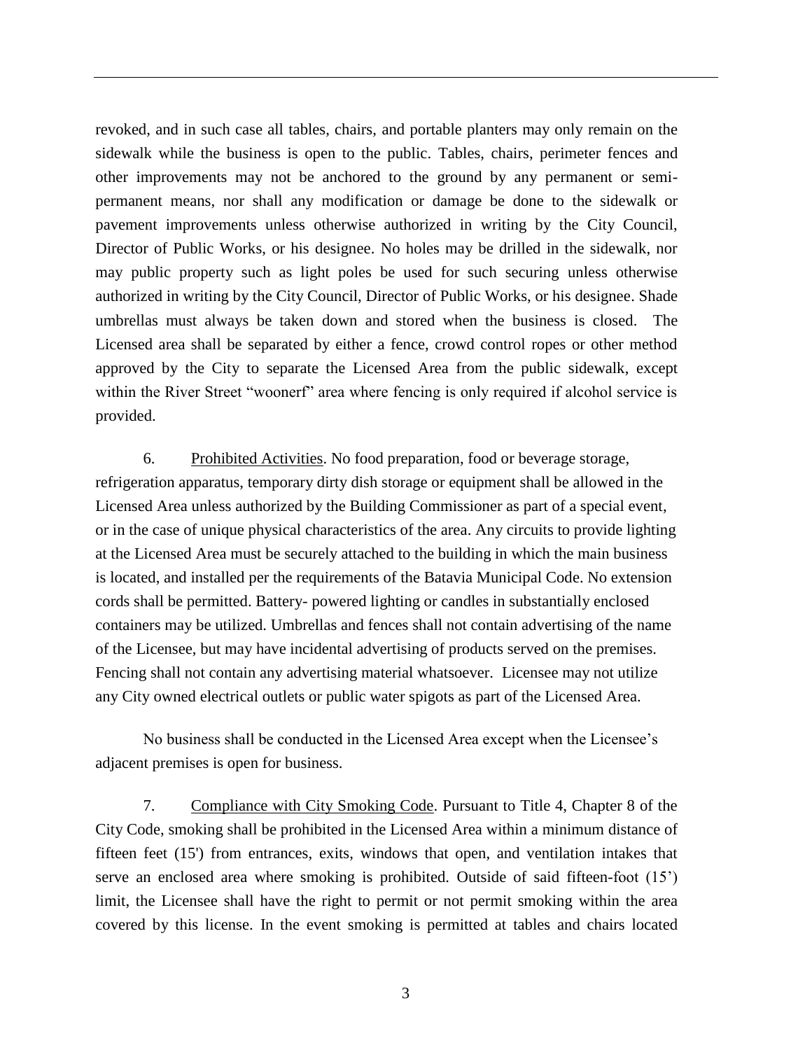revoked, and in such case all tables, chairs, and portable planters may only remain on the sidewalk while the business is open to the public. Tables, chairs, perimeter fences and other improvements may not be anchored to the ground by any permanent or semi-permanent means, nor shall any modification or damage be done to the sidewalk or pavement improvements unless otherwise authorized in writing by the City Council, Director of Public Works, or his designee. No holes may be drilled in the sidewalk, nor may public property such as light poles be used for such securing unless otherwise authorized in writing by the City Council, Director of Public Works, or his designee. Shade umbrellas must always be taken down and stored when the business is closed. The Licensed area shall be separated by either a fence, crowd control ropes or other method approved by the City to separate the Licensed Area from the public sidewalk, except within the River Street "woonerf" area where fencing is only required if alcohol service is provided.

6. Prohibited Activities. No food preparation, food or beverage storage, refrigeration apparatus, temporary dirty dish storage or equipment shall be allowed in the Licensed Area unless authorized by the Building Commissioner as part of a special event, or in the case of unique physical characteristics of the area. Any circuits to provide lighting at the Licensed Area must be securely attached to the building in which the main business is located, and installed per the requirements of the Batavia Municipal Code. No extension cords shall be permitted. Battery- powered lighting or candles in substantially enclosed containers may be utilized. Umbrellas and fences shall not contain advertising of the name of the Licensee, but may have incidental advertising of products served on the premises. Fencing shall not contain any advertising material whatsoever. Licensee may not utilize any City owned electrical outlets or public water spigots as part of the Licensed Area.

No business shall be conducted in the Licensed Area except when the Licensee's adjacent premises is open for business.

7. Compliance with City Smoking Code. Pursuant to Title 4, Chapter 8 of the City Code, smoking shall be prohibited in the Licensed Area within a minimum distance of fifteen feet (15') from entrances, exits, windows that open, and ventilation intakes that serve an enclosed area where smoking is prohibited. Outside of said fifteen-foot (15') limit, the Licensee shall have the right to permit or not permit smoking within the area covered by this license. In the event smoking is permitted at tables and chairs located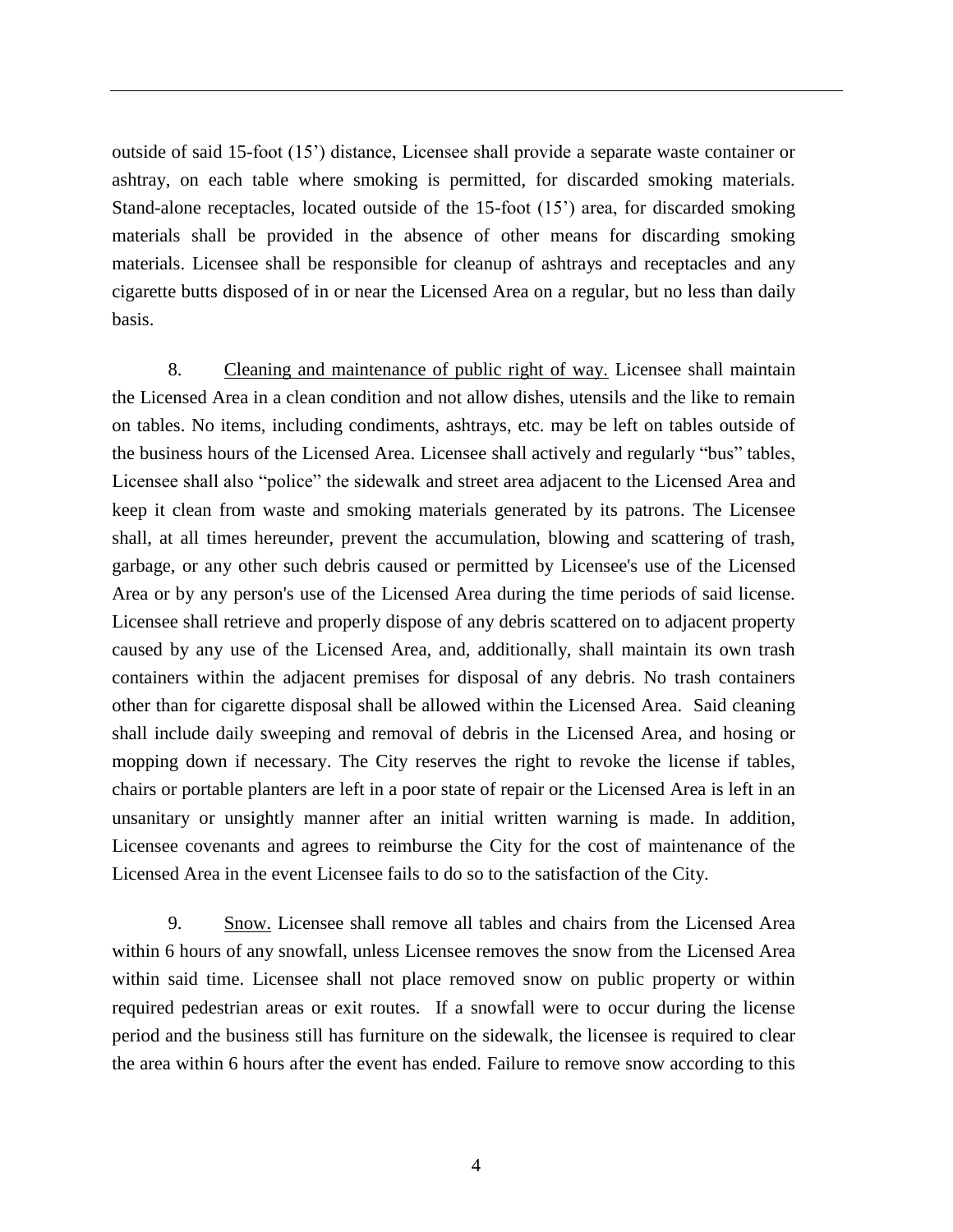outside of said 15-foot (15') distance, Licensee shall provide a separate waste container or ashtray, on each table where smoking is permitted, for discarded smoking materials. Stand-alone receptacles, located outside of the 15-foot (15') area, for discarded smoking materials shall be provided in the absence of other means for discarding smoking materials. Licensee shall be responsible for cleanup of ashtrays and receptacles and any cigarette butts disposed of in or near the Licensed Area on a regular, but no less than daily basis.

8. Cleaning and maintenance of public right of way. Licensee shall maintain the Licensed Area in a clean condition and not allow dishes, utensils and the like to remain on tables. No items, including condiments, ashtrays, etc. may be left on tables outside of the business hours of the Licensed Area. Licensee shall actively and regularly "bus" tables, Licensee shall also "police" the sidewalk and street area adjacent to the Licensed Area and keep it clean from waste and smoking materials generated by its patrons. The Licensee shall, at all times hereunder, prevent the accumulation, blowing and scattering of trash, garbage, or any other such debris caused or permitted by Licensee's use of the Licensed Area or by any person's use of the Licensed Area during the time periods of said license. Licensee shall retrieve and properly dispose of any debris scattered on to adjacent property caused by any use of the Licensed Area, and, additionally, shall maintain its own trash containers within the adjacent premises for disposal of any debris. No trash containers other than for cigarette disposal shall be allowed within the Licensed Area. Said cleaning shall include daily sweeping and removal of debris in the Licensed Area, and hosing or mopping down if necessary. The City reserves the right to revoke the license if tables, chairs or portable planters are left in a poor state of repair or the Licensed Area is left in an unsanitary or unsightly manner after an initial written warning is made. In addition, Licensee covenants and agrees to reimburse the City for the cost of maintenance of the Licensed Area in the event Licensee fails to do so to the satisfaction of the City.

9. Snow. Licensee shall remove all tables and chairs from the Licensed Area within 6 hours of any snowfall, unless Licensee removes the snow from the Licensed Area within said time. Licensee shall not place removed snow on public property or within required pedestrian areas or exit routes. If a snowfall were to occur during the license period and the business still has furniture on the sidewalk, the licensee is required to clear the area within 6 hours after the event has ended. Failure to remove snow according to this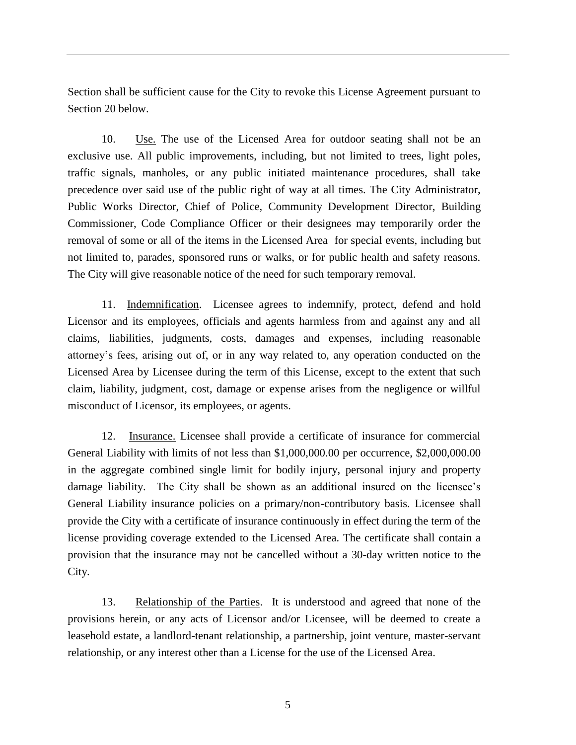Section shall be sufficient cause for the City to revoke this License Agreement pursuant to Section 20 below.

10. Use. The use of the Licensed Area for outdoor seating shall not be an exclusive use. All public improvements, including, but not limited to trees, light poles, traffic signals, manholes, or any public initiated maintenance procedures, shall take precedence over said use of the public right of way at all times. The City Administrator, Public Works Director, Chief of Police, Community Development Director, Building Commissioner, Code Compliance Officer or their designees may temporarily order the removal of some or all of the items in the Licensed Area for special events, including but not limited to, parades, sponsored runs or walks, or for public health and safety reasons. The City will give reasonable notice of the need for such temporary removal.

11. Indemnification. Licensee agrees to indemnify, protect, defend and hold Licensor and its employees, officials and agents harmless from and against any and all claims, liabilities, judgments, costs, damages and expenses, including reasonable attorney's fees, arising out of, or in any way related to, any operation conducted on the Licensed Area by Licensee during the term of this License, except to the extent that such claim, liability, judgment, cost, damage or expense arises from the negligence or willful misconduct of Licensor, its employees, or agents.

12. Insurance. Licensee shall provide a certificate of insurance for commercial General Liability with limits of not less than $1,000,000.00 per occurrence, $2,000,000.00 in the aggregate combined single limit for bodily injury, personal injury and property damage liability. The City shall be shown as an additional insured on the licensee's General Liability insurance policies on a primary/non-contributory basis. Licensee shall provide the City with a certificate of insurance continuously in effect during the term of the license providing coverage extended to the Licensed Area. The certificate shall contain a provision that the insurance may not be cancelled without a 30-day written notice to the City.

13. Relationship of the Parties. It is understood and agreed that none of the provisions herein, or any acts of Licensor and/or Licensee, will be deemed to create a leasehold estate, a landlord-tenant relationship, a partnership, joint venture, master-servant relationship, or any interest other than a License for the use of the Licensed Area.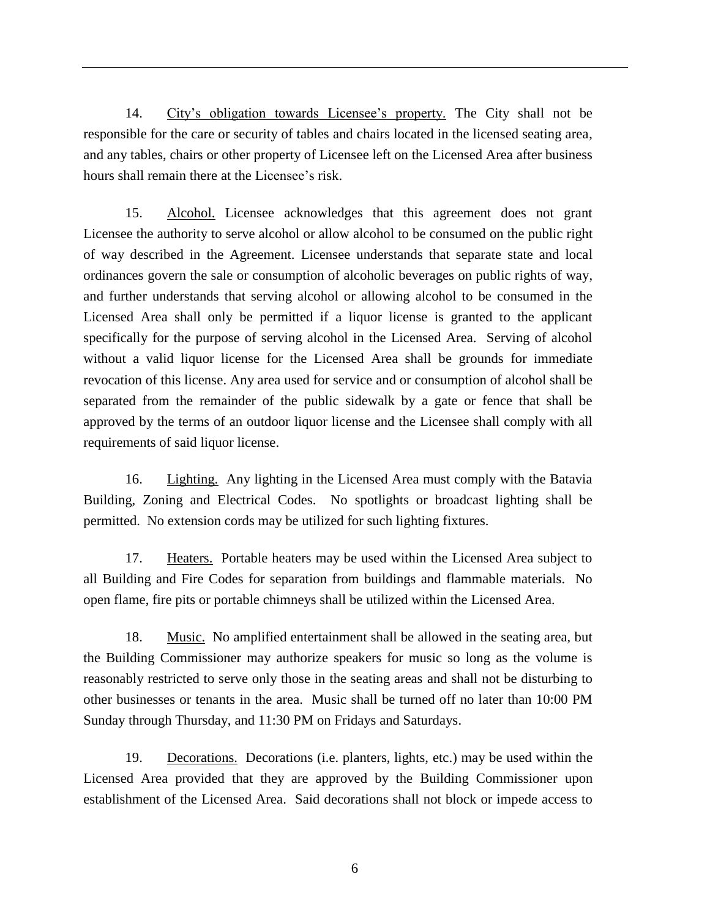14. City's obligation towards Licensee's property. The City shall not be responsible for the care or security of tables and chairs located in the licensed seating area, and any tables, chairs or other property of Licensee left on the Licensed Area after business hours shall remain there at the Licensee's risk.

15. Alcohol. Licensee acknowledges that this agreement does not grant Licensee the authority to serve alcohol or allow alcohol to be consumed on the public right of way described in the Agreement. Licensee understands that separate state and local ordinances govern the sale or consumption of alcoholic beverages on public rights of way, and further understands that serving alcohol or allowing alcohol to be consumed in the Licensed Area shall only be permitted if a liquor license is granted to the applicant specifically for the purpose of serving alcohol in the Licensed Area. Serving of alcohol without a valid liquor license for the Licensed Area shall be grounds for immediate revocation of this license. Any area used for service and or consumption of alcohol shall be separated from the remainder of the public sidewalk by a gate or fence that shall be approved by the terms of an outdoor liquor license and the Licensee shall comply with all requirements of said liquor license.

16. Lighting. Any lighting in the Licensed Area must comply with the Batavia Building, Zoning and Electrical Codes. No spotlights or broadcast lighting shall be permitted. No extension cords may be utilized for such lighting fixtures.

17. Heaters. Portable heaters may be used within the Licensed Area subject to all Building and Fire Codes for separation from buildings and flammable materials. No open flame, fire pits or portable chimneys shall be utilized within the Licensed Area.

18. Music. No amplified entertainment shall be allowed in the seating area, but the Building Commissioner may authorize speakers for music so long as the volume is reasonably restricted to serve only those in the seating areas and shall not be disturbing to other businesses or tenants in the area. Music shall be turned off no later than 10:00 PM Sunday through Thursday, and 11:30 PM on Fridays and Saturdays.

19. Decorations. Decorations (i.e. planters, lights, etc.) may be used within the Licensed Area provided that they are approved by the Building Commissioner upon establishment of the Licensed Area. Said decorations shall not block or impede access to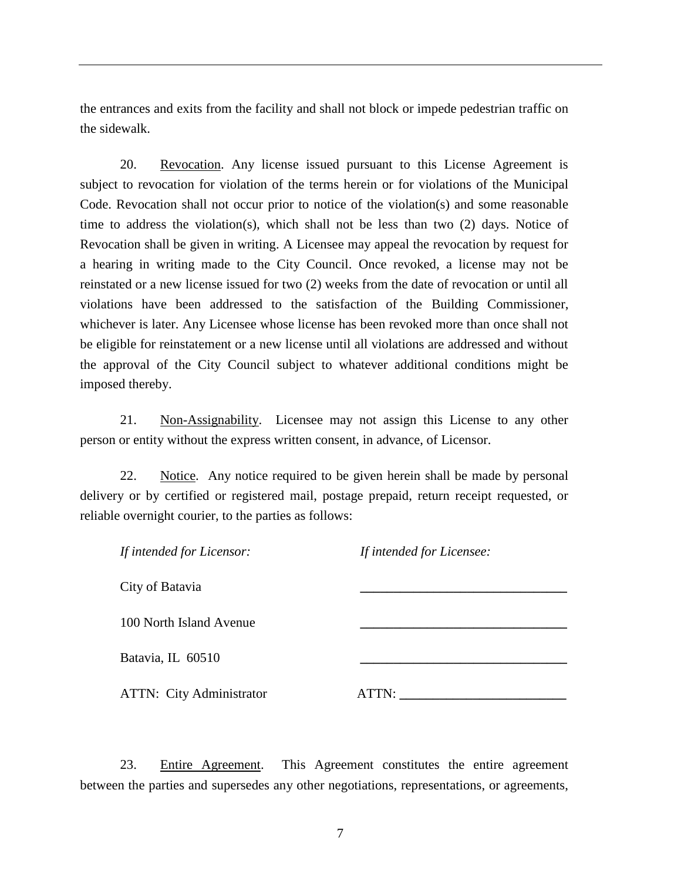the entrances and exits from the facility and shall not block or impede pedestrian traffic on the sidewalk.

20. Revocation. Any license issued pursuant to this License Agreement is subject to revocation for violation of the terms herein or for violations of the Municipal Code. Revocation shall not occur prior to notice of the violation(s) and some reasonable time to address the violation(s), which shall not be less than two (2) days. Notice of Revocation shall be given in writing. A Licensee may appeal the revocation by request for a hearing in writing made to the City Council. Once revoked, a license may not be reinstated or a new license issued for two (2) weeks from the date of revocation or until all violations have been addressed to the satisfaction of the Building Commissioner, whichever is later. Any Licensee whose license has been revoked more than once shall not be eligible for reinstatement or a new license until all violations are addressed and without the approval of the City Council subject to whatever additional conditions might be imposed thereby.

21. Non-Assignability. Licensee may not assign this License to any other person or entity without the express written consent, in advance, of Licensor.

22. Notice. Any notice required to be given herein shall be made by personal delivery or by certified or registered mail, postage prepaid, return receipt requested, or reliable overnight courier, to the parties as follows:

| *If intended for Licensor:* | *If intended for Licensee:* |
|---|---|
| City of Batavia | ______________________________ |
| 100 North Island Avenue | ______________________________ |
| Batavia, IL 60510 | ______________________________ |
| ATTN: City Administrator | ATTN: ________________________ |

23. Entire Agreement. This Agreement constitutes the entire agreement between the parties and supersedes any other negotiations, representations, or agreements,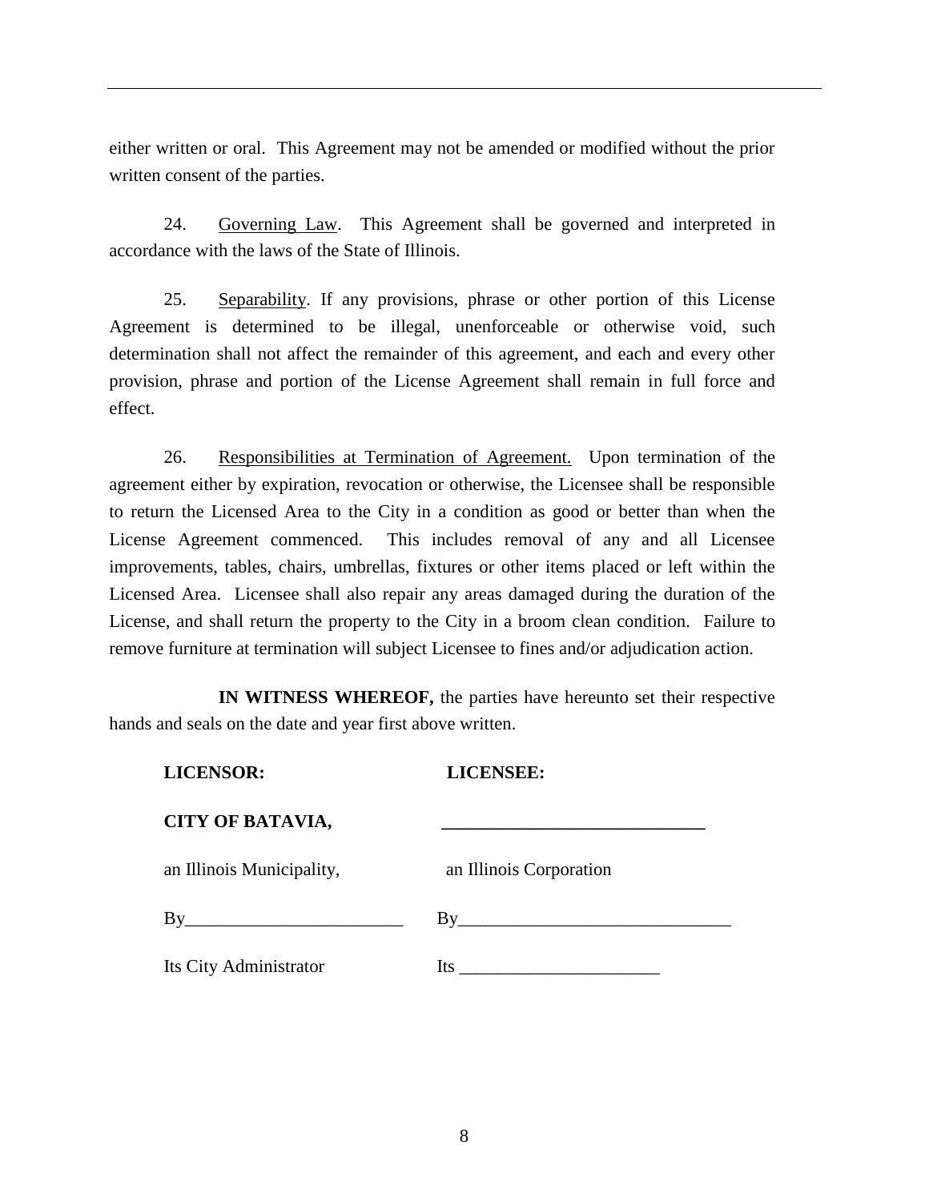either written or oral. This Agreement may not be amended or modified without the prior written consent of the parties.

24. Governing Law. This Agreement shall be governed and interpreted in accordance with the laws of the State of Illinois.

25. Separability. If any provisions, phrase or other portion of this License Agreement is determined to be illegal, unenforceable or otherwise void, such determination shall not affect the remainder of this agreement, and each and every other provision, phrase and portion of the License Agreement shall remain in full force and effect.

26. Responsibilities at Termination of Agreement. Upon termination of the agreement either by expiration, revocation or otherwise, the Licensee shall be responsible to return the Licensed Area to the City in a condition as good or better than when the License Agreement commenced. This includes removal of any and all Licensee improvements, tables, chairs, umbrellas, fixtures or other items placed or left within the Licensed Area. Licensee shall also repair any areas damaged during the duration of the License, and shall return the property to the City in a broom clean condition. Failure to remove furniture at termination will subject Licensee to fines and/or adjudication action.

**IN WITNESS WHEREOF,** the parties have hereunto set their respective hands and seals on the date and year first above written.

| **LICENSOR:** | **LICENSEE:** |
|---|---|
| **CITY OF BATAVIA,** | ______________________________ |
| an Illinois Municipality, | an Illinois Corporation |
| By________________________ | By______________________________ |
| Its City Administrator | Its ______________________ |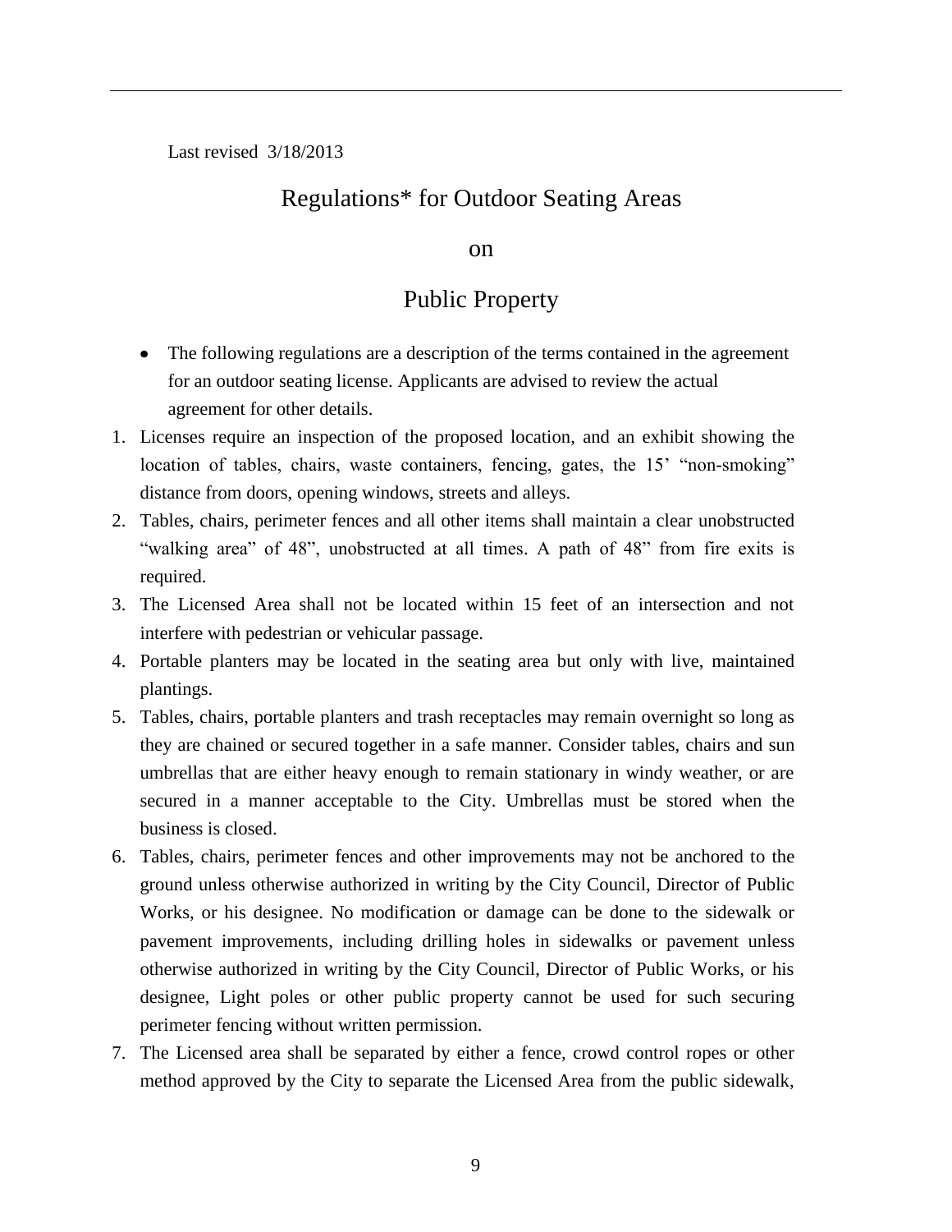Last revised 3/18/2013

# Regulations* for Outdoor Seating Areas

# on

# Public Property

- The following regulations are a description of the terms contained in the agreement for an outdoor seating license. Applicants are advised to review the actual agreement for other details.

1. Licenses require an inspection of the proposed location, and an exhibit showing the location of tables, chairs, waste containers, fencing, gates, the 15' "non-smoking" distance from doors, opening windows, streets and alleys.
2. Tables, chairs, perimeter fences and all other items shall maintain a clear unobstructed "walking area" of 48", unobstructed at all times. A path of 48" from fire exits is required.
3. The Licensed Area shall not be located within 15 feet of an intersection and not interfere with pedestrian or vehicular passage.
4. Portable planters may be located in the seating area but only with live, maintained plantings.
5. Tables, chairs, portable planters and trash receptacles may remain overnight so long as they are chained or secured together in a safe manner. Consider tables, chairs and sun umbrellas that are either heavy enough to remain stationary in windy weather, or are secured in a manner acceptable to the City. Umbrellas must be stored when the business is closed.
6. Tables, chairs, perimeter fences and other improvements may not be anchored to the ground unless otherwise authorized in writing by the City Council, Director of Public Works, or his designee. No modification or damage can be done to the sidewalk or pavement improvements, including drilling holes in sidewalks or pavement unless otherwise authorized in writing by the City Council, Director of Public Works, or his designee, Light poles or other public property cannot be used for such securing perimeter fencing without written permission.
7. The Licensed area shall be separated by either a fence, crowd control ropes or other method approved by the City to separate the Licensed Area from the public sidewalk,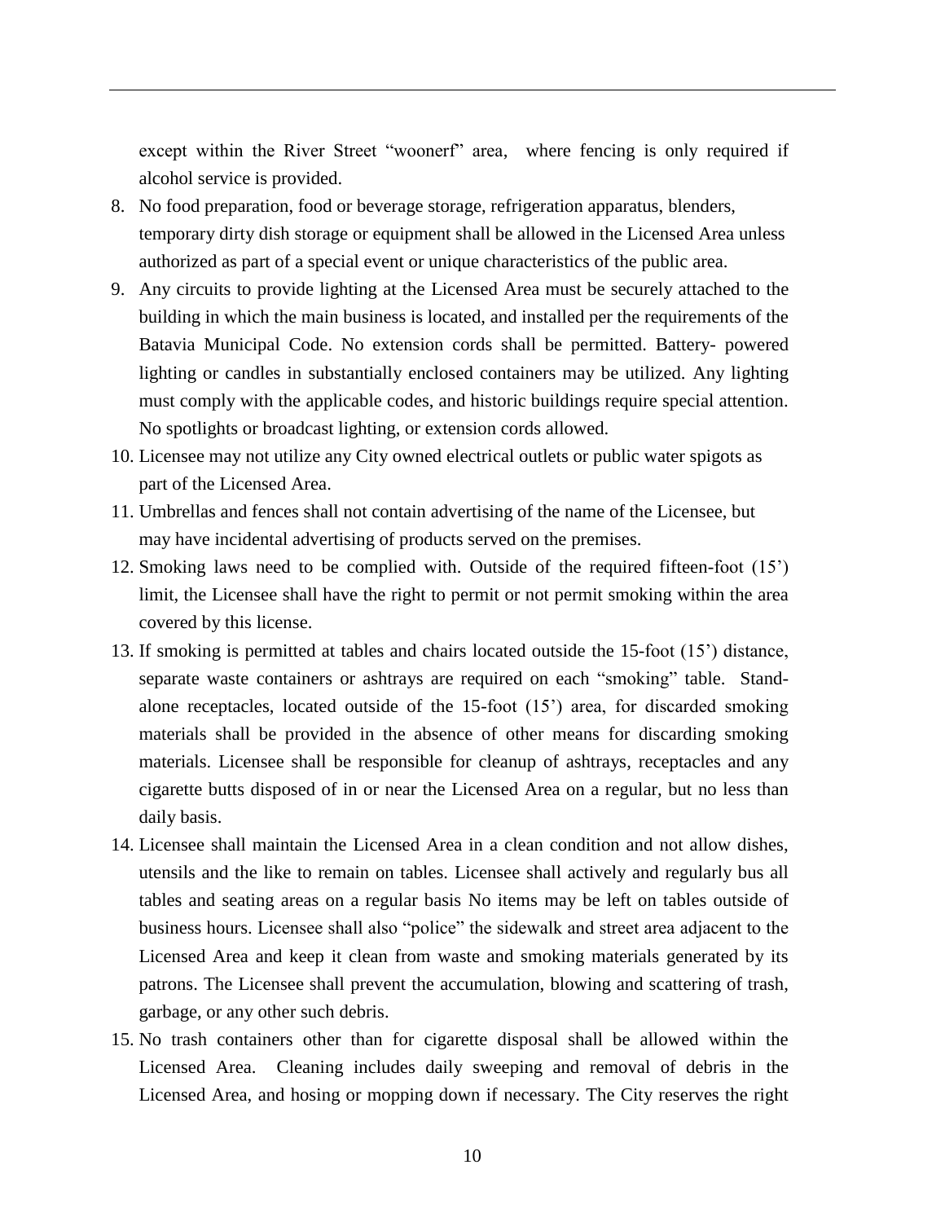except within the River Street "woonerf" area, where fencing is only required if alcohol service is provided.

8. No food preparation, food or beverage storage, refrigeration apparatus, blenders, temporary dirty dish storage or equipment shall be allowed in the Licensed Area unless authorized as part of a special event or unique characteristics of the public area.
9. Any circuits to provide lighting at the Licensed Area must be securely attached to the building in which the main business is located, and installed per the requirements of the Batavia Municipal Code. No extension cords shall be permitted. Battery- powered lighting or candles in substantially enclosed containers may be utilized. Any lighting must comply with the applicable codes, and historic buildings require special attention. No spotlights or broadcast lighting, or extension cords allowed.
10. Licensee may not utilize any City owned electrical outlets or public water spigots as part of the Licensed Area.
11. Umbrellas and fences shall not contain advertising of the name of the Licensee, but may have incidental advertising of products served on the premises.
12. Smoking laws need to be complied with. Outside of the required fifteen-foot (15') limit, the Licensee shall have the right to permit or not permit smoking within the area covered by this license.
13. If smoking is permitted at tables and chairs located outside the 15-foot (15') distance, separate waste containers or ashtrays are required on each "smoking" table. Stand-alone receptacles, located outside of the 15-foot (15') area, for discarded smoking materials shall be provided in the absence of other means for discarding smoking materials. Licensee shall be responsible for cleanup of ashtrays, receptacles and any cigarette butts disposed of in or near the Licensed Area on a regular, but no less than daily basis.
14. Licensee shall maintain the Licensed Area in a clean condition and not allow dishes, utensils and the like to remain on tables. Licensee shall actively and regularly bus all tables and seating areas on a regular basis No items may be left on tables outside of business hours. Licensee shall also "police" the sidewalk and street area adjacent to the Licensed Area and keep it clean from waste and smoking materials generated by its patrons. The Licensee shall prevent the accumulation, blowing and scattering of trash, garbage, or any other such debris.
15. No trash containers other than for cigarette disposal shall be allowed within the Licensed Area. Cleaning includes daily sweeping and removal of debris in the Licensed Area, and hosing or mopping down if necessary. The City reserves the right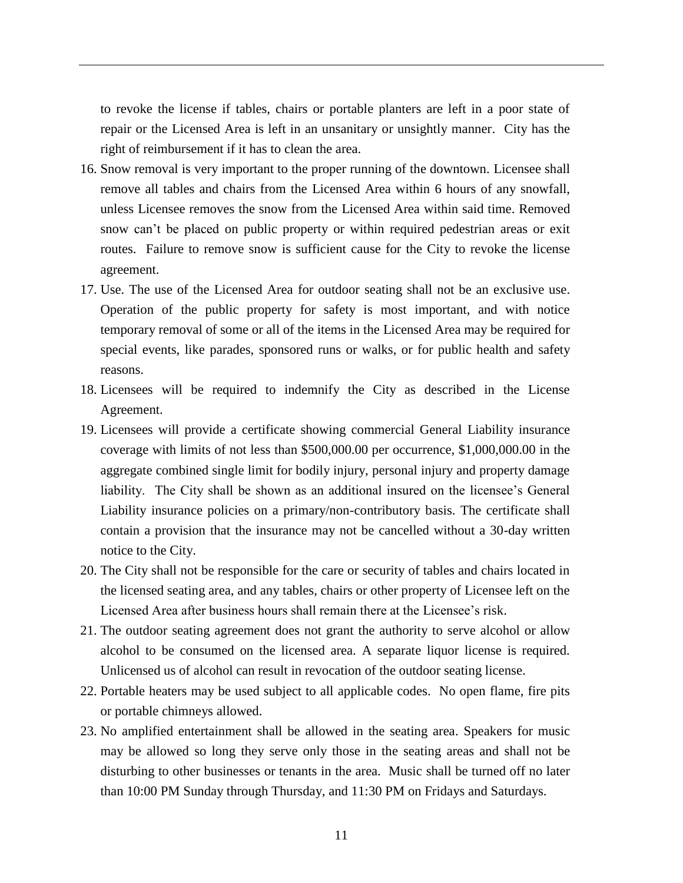to revoke the license if tables, chairs or portable planters are left in a poor state of repair or the Licensed Area is left in an unsanitary or unsightly manner. City has the right of reimbursement if it has to clean the area.

16. Snow removal is very important to the proper running of the downtown. Licensee shall remove all tables and chairs from the Licensed Area within 6 hours of any snowfall, unless Licensee removes the snow from the Licensed Area within said time. Removed snow can't be placed on public property or within required pedestrian areas or exit routes. Failure to remove snow is sufficient cause for the City to revoke the license agreement.
17. Use. The use of the Licensed Area for outdoor seating shall not be an exclusive use. Operation of the public property for safety is most important, and with notice temporary removal of some or all of the items in the Licensed Area may be required for special events, like parades, sponsored runs or walks, or for public health and safety reasons.
18. Licensees will be required to indemnify the City as described in the License Agreement.
19. Licensees will provide a certificate showing commercial General Liability insurance coverage with limits of not less than $500,000.00 per occurrence, $1,000,000.00 in the aggregate combined single limit for bodily injury, personal injury and property damage liability. The City shall be shown as an additional insured on the licensee's General Liability insurance policies on a primary/non-contributory basis. The certificate shall contain a provision that the insurance may not be cancelled without a 30-day written notice to the City.
20. The City shall not be responsible for the care or security of tables and chairs located in the licensed seating area, and any tables, chairs or other property of Licensee left on the Licensed Area after business hours shall remain there at the Licensee's risk.
21. The outdoor seating agreement does not grant the authority to serve alcohol or allow alcohol to be consumed on the licensed area. A separate liquor license is required. Unlicensed us of alcohol can result in revocation of the outdoor seating license.
22. Portable heaters may be used subject to all applicable codes. No open flame, fire pits or portable chimneys allowed.
23. No amplified entertainment shall be allowed in the seating area. Speakers for music may be allowed so long they serve only those in the seating areas and shall not be disturbing to other businesses or tenants in the area. Music shall be turned off no later than 10:00 PM Sunday through Thursday, and 11:30 PM on Fridays and Saturdays.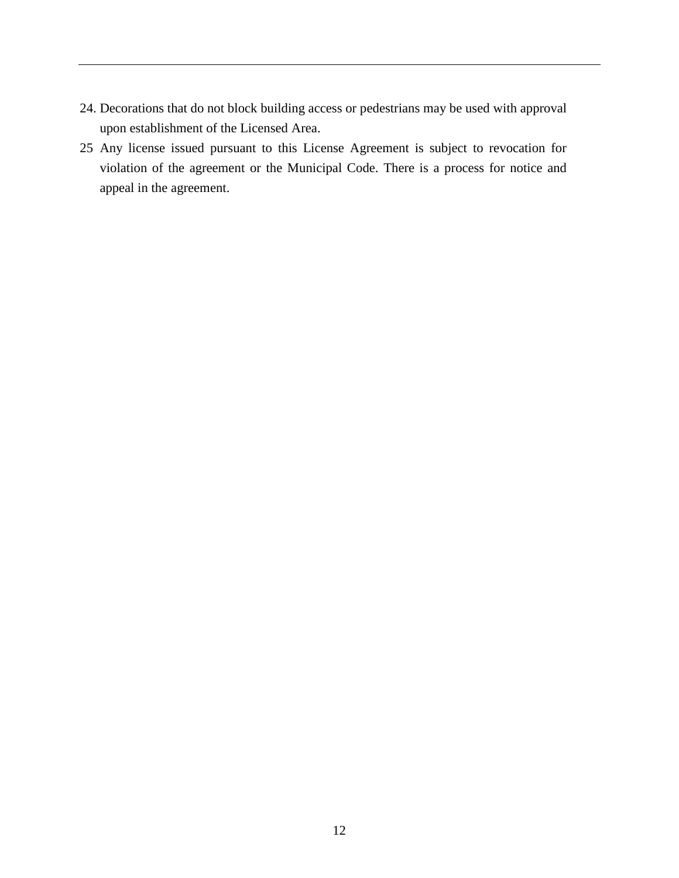24. Decorations that do not block building access or pedestrians may be used with approval upon establishment of the Licensed Area.
25 Any license issued pursuant to this License Agreement is subject to revocation for violation of the agreement or the Municipal Code. There is a process for notice and appeal in the agreement.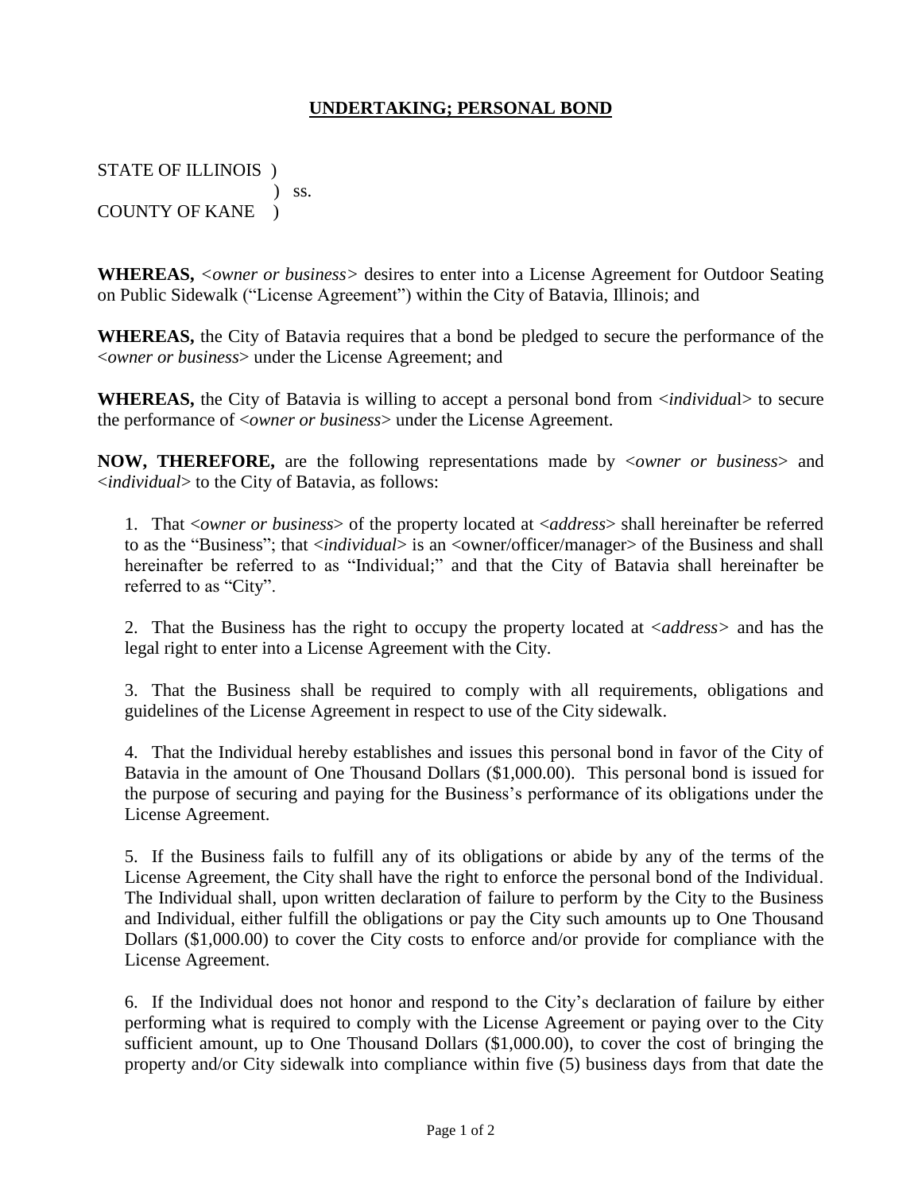**UNDERTAKING; PERSONAL BOND**

STATE OF ILLINOIS )
) ss.
COUNTY OF KANE )

**WHEREAS,** <*owner or business*> desires to enter into a License Agreement for Outdoor Seating on Public Sidewalk ("License Agreement") within the City of Batavia, Illinois; and

**WHEREAS,** the City of Batavia requires that a bond be pledged to secure the performance of the <*owner or business*> under the License Agreement; and

**WHEREAS,** the City of Batavia is willing to accept a personal bond from <*individual*> to secure the performance of <*owner or business*> under the License Agreement.

**NOW, THEREFORE,** are the following representations made by <*owner or business*> and <*individual*> to the City of Batavia, as follows:

1. That <*owner or business*> of the property located at <*address*> shall hereinafter be referred to as the "Business"; that <*individual*> is an <owner/officer/manager> of the Business and shall hereinafter be referred to as "Individual;" and that the City of Batavia shall hereinafter be referred to as "City".

2. That the Business has the right to occupy the property located at <*address*> and has the legal right to enter into a License Agreement with the City.

3. That the Business shall be required to comply with all requirements, obligations and guidelines of the License Agreement in respect to use of the City sidewalk.

4. That the Individual hereby establishes and issues this personal bond in favor of the City of Batavia in the amount of One Thousand Dollars ($1,000.00). This personal bond is issued for the purpose of securing and paying for the Business's performance of its obligations under the License Agreement.

5. If the Business fails to fulfill any of its obligations or abide by any of the terms of the License Agreement, the City shall have the right to enforce the personal bond of the Individual. The Individual shall, upon written declaration of failure to perform by the City to the Business and Individual, either fulfill the obligations or pay the City such amounts up to One Thousand Dollars ($1,000.00) to cover the City costs to enforce and/or provide for compliance with the License Agreement.

6. If the Individual does not honor and respond to the City's declaration of failure by either performing what is required to comply with the License Agreement or paying over to the City sufficient amount, up to One Thousand Dollars ($1,000.00), to cover the cost of bringing the property and/or City sidewalk into compliance within five (5) business days from that date the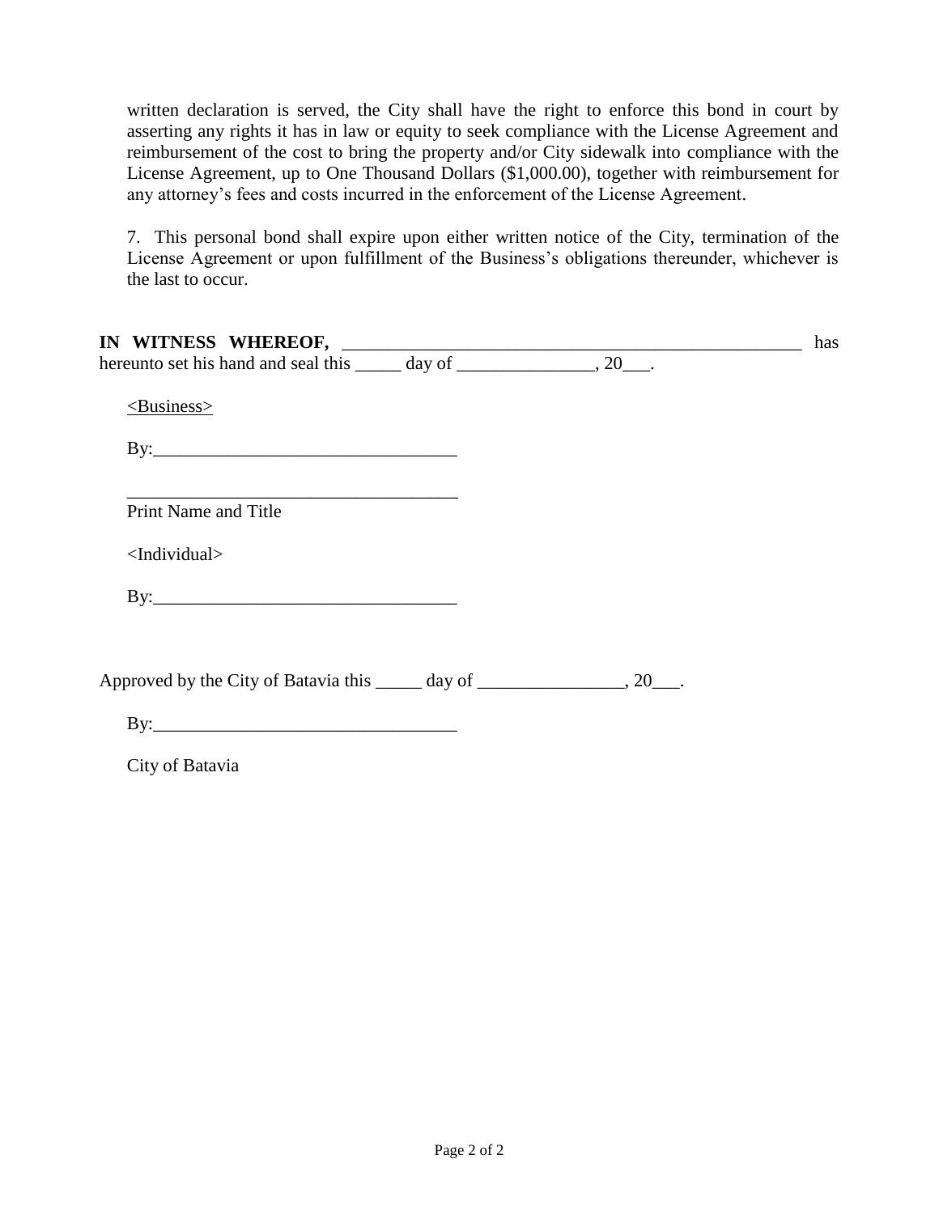written declaration is served, the City shall have the right to enforce this bond in court by asserting any rights it has in law or equity to seek compliance with the License Agreement and reimbursement of the cost to bring the property and/or City sidewalk into compliance with the License Agreement, up to One Thousand Dollars ($1,000.00), together with reimbursement for any attorney's fees and costs incurred in the enforcement of the License Agreement.

7. This personal bond shall expire upon either written notice of the City, termination of the License Agreement or upon fulfillment of the Business's obligations thereunder, whichever is the last to occur.

**IN WITNESS WHEREOF,** _____________________________________________________ has hereunto set his hand and seal this _____ day of _______________, 20___.

<Business>

By:_________________________________

_____________________________________
Print Name and Title

<Individual>

By:_________________________________

Approved by the City of Batavia this _____ day of ________________, 20___.

By:_________________________________

City of Batavia